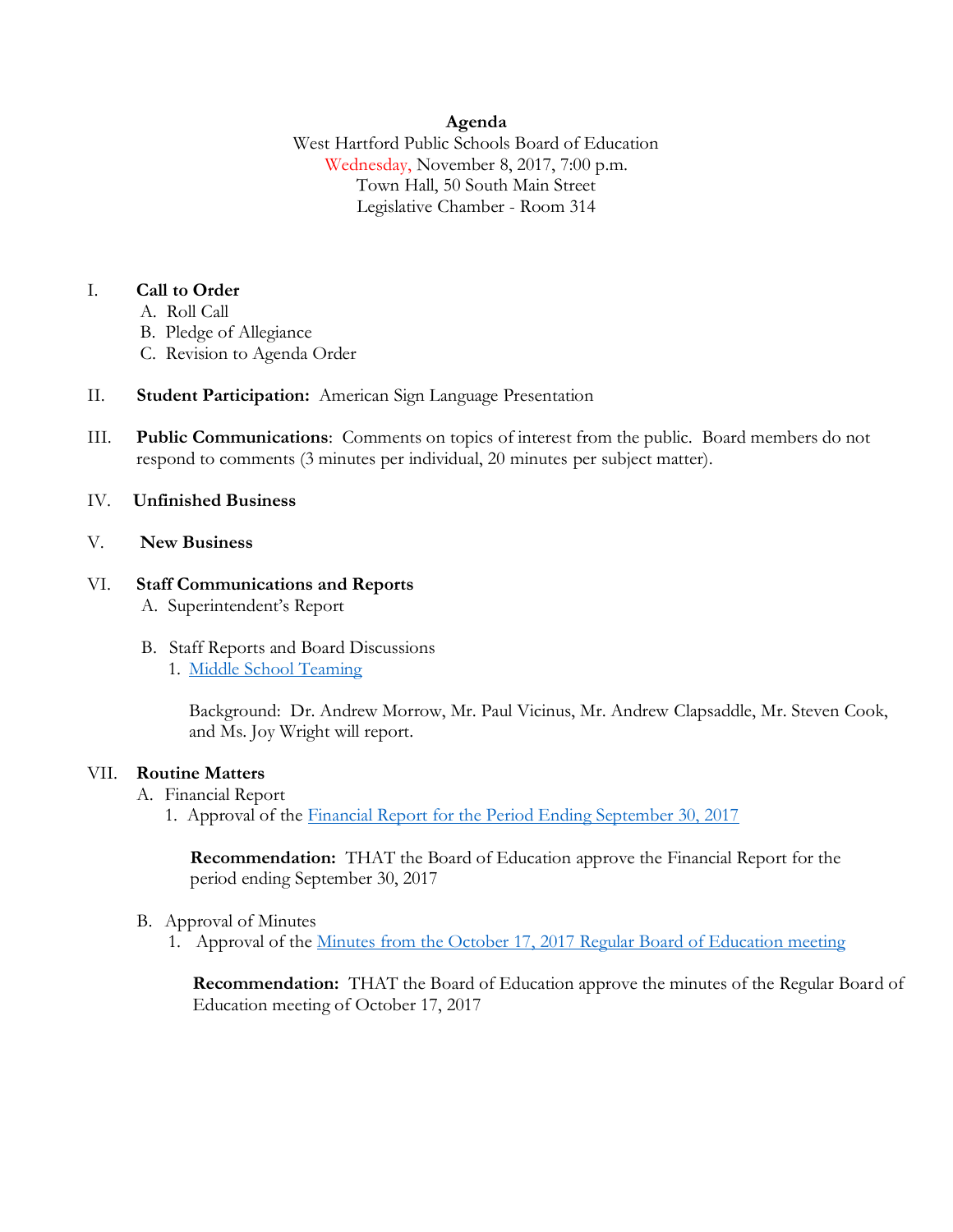**Agenda**

West Hartford Public Schools Board of Education
Wednesday, November 8, 2017, 7:00 p.m.
Town Hall, 50 South Main Street
Legislative Chamber - Room 314

I. **Call to Order**
   A. Roll Call
   B. Pledge of Allegiance
   C. Revision to Agenda Order

II. **Student Participation:** American Sign Language Presentation

III. **Public Communications**: Comments on topics of interest from the public. Board members do not respond to comments (3 minutes per individual, 20 minutes per subject matter).

IV. **Unfinished Business**

V. **New Business**

VI. **Staff Communications and Reports**
   A. Superintendent's Report

   B. Staff Reports and Board Discussions
      1. Middle School Teaming

      Background: Dr. Andrew Morrow, Mr. Paul Vicinus, Mr. Andrew Clapsaddle, Mr. Steven Cook, and Ms. Joy Wright will report.

VII. **Routine Matters**
   A. Financial Report
      1. Approval of the Financial Report for the Period Ending September 30, 2017

      **Recommendation:** THAT the Board of Education approve the Financial Report for the period ending September 30, 2017

   B. Approval of Minutes
      1. Approval of the Minutes from the October 17, 2017 Regular Board of Education meeting

      **Recommendation:** THAT the Board of Education approve the minutes of the Regular Board of Education meeting of October 17, 2017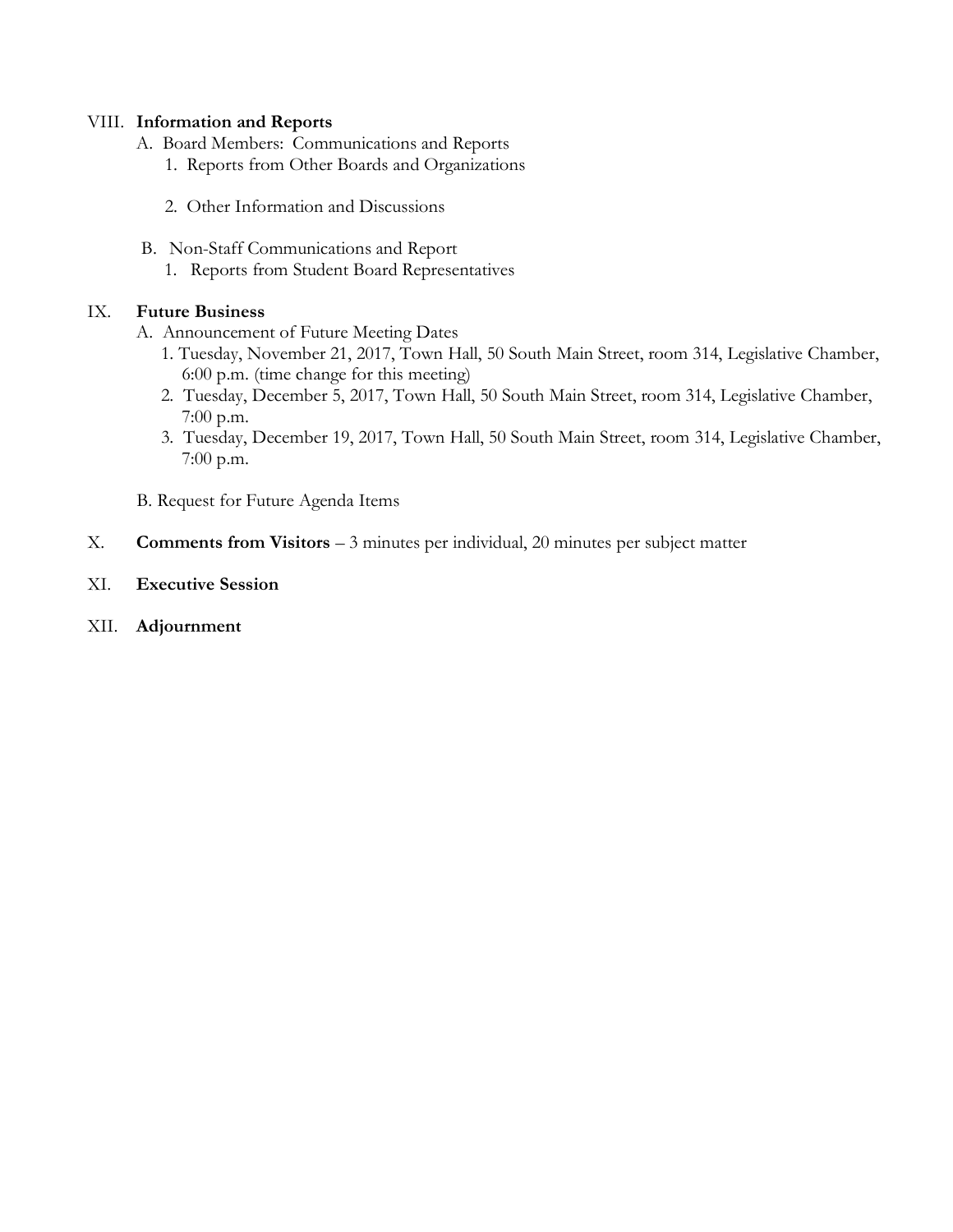VIII. **Information and Reports**

A. Board Members: Communications and Reports

1. Reports from Other Boards and Organizations

2. Other Information and Discussions

B. Non-Staff Communications and Report

1. Reports from Student Board Representatives

IX. **Future Business**

A. Announcement of Future Meeting Dates

1. Tuesday, November 21, 2017, Town Hall, 50 South Main Street, room 314, Legislative Chamber, 6:00 p.m. (time change for this meeting)
2. Tuesday, December 5, 2017, Town Hall, 50 South Main Street, room 314, Legislative Chamber, 7:00 p.m.
3. Tuesday, December 19, 2017, Town Hall, 50 South Main Street, room 314, Legislative Chamber, 7:00 p.m.

B. Request for Future Agenda Items

X. **Comments from Visitors** – 3 minutes per individual, 20 minutes per subject matter

XI. **Executive Session**

XII. **Adjournment**